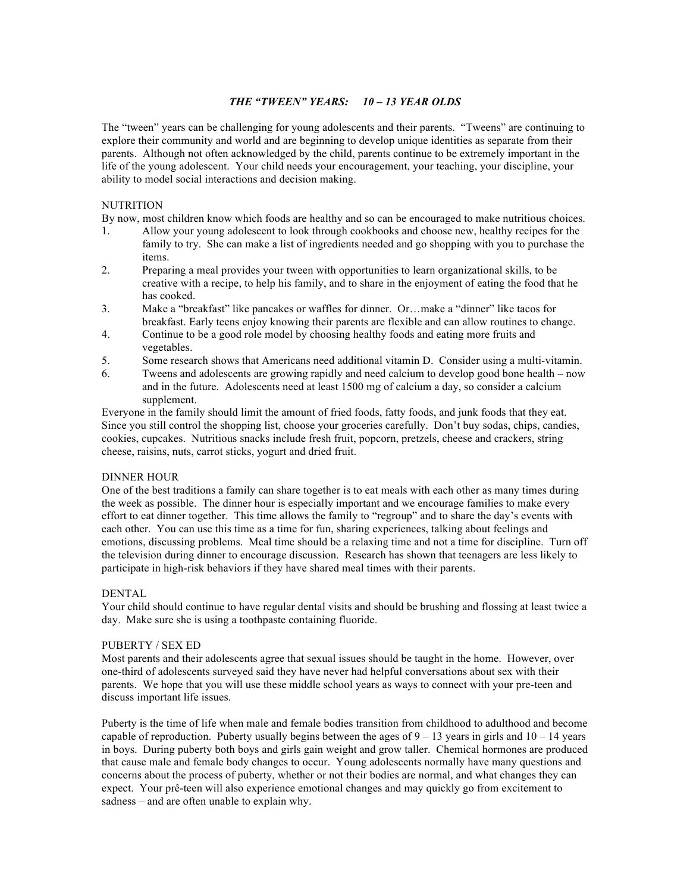# *THE "TWEEN" YEARS: 10 – 13 YEAR OLDS*

The "tween" years can be challenging for young adolescents and their parents. "Tweens" are continuing to explore their community and world and are beginning to develop unique identities as separate from their parents. Although not often acknowledged by the child, parents continue to be extremely important in the life of the young adolescent. Your child needs your encouragement, your teaching, your discipline, your ability to model social interactions and decision making.

## NUTRITION

By now, most children know which foods are healthy and so can be encouraged to make nutritious choices.

1. Allow your young adolescent to look through cookbooks and choose new, healthy recipes for the family to try. She can make a list of ingredients needed and go shopping with you to purchase the items.
2. Preparing a meal provides your tween with opportunities to learn organizational skills, to be creative with a recipe, to help his family, and to share in the enjoyment of eating the food that he has cooked.
3. Make a "breakfast" like pancakes or waffles for dinner. Or…make a "dinner" like tacos for breakfast. Early teens enjoy knowing their parents are flexible and can allow routines to change.
4. Continue to be a good role model by choosing healthy foods and eating more fruits and vegetables.
5. Some research shows that Americans need additional vitamin D. Consider using a multi-vitamin.
6. Tweens and adolescents are growing rapidly and need calcium to develop good bone health – now and in the future. Adolescents need at least 1500 mg of calcium a day, so consider a calcium supplement.

Everyone in the family should limit the amount of fried foods, fatty foods, and junk foods that they eat. Since you still control the shopping list, choose your groceries carefully. Don't buy sodas, chips, candies, cookies, cupcakes. Nutritious snacks include fresh fruit, popcorn, pretzels, cheese and crackers, string cheese, raisins, nuts, carrot sticks, yogurt and dried fruit.

## DINNER HOUR

One of the best traditions a family can share together is to eat meals with each other as many times during the week as possible. The dinner hour is especially important and we encourage families to make every effort to eat dinner together. This time allows the family to "regroup" and to share the day's events with each other. You can use this time as a time for fun, sharing experiences, talking about feelings and emotions, discussing problems. Meal time should be a relaxing time and not a time for discipline. Turn off the television during dinner to encourage discussion. Research has shown that teenagers are less likely to participate in high-risk behaviors if they have shared meal times with their parents.

## DENTAL

Your child should continue to have regular dental visits and should be brushing and flossing at least twice a day. Make sure she is using a toothpaste containing fluoride.

## PUBERTY / SEX ED

Most parents and their adolescents agree that sexual issues should be taught in the home. However, over one-third of adolescents surveyed said they have never had helpful conversations about sex with their parents. We hope that you will use these middle school years as ways to connect with your pre-teen and discuss important life issues.

Puberty is the time of life when male and female bodies transition from childhood to adulthood and become capable of reproduction. Puberty usually begins between the ages of 9 – 13 years in girls and 10 – 14 years in boys. During puberty both boys and girls gain weight and grow taller. Chemical hormones are produced that cause male and female body changes to occur. Young adolescents normally have many questions and concerns about the process of puberty, whether or not their bodies are normal, and what changes they can expect. Your prê-teen will also experience emotional changes and may quickly go from excitement to sadness – and are often unable to explain why.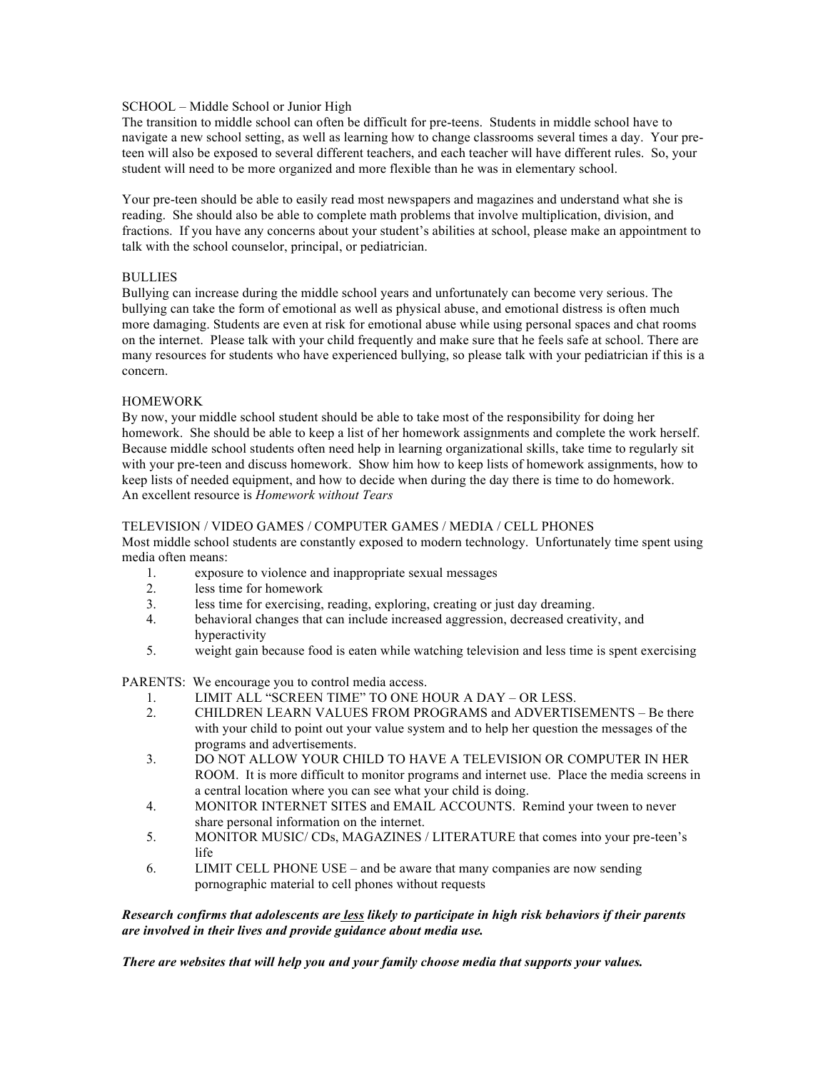## SCHOOL – Middle School or Junior High

The transition to middle school can often be difficult for pre-teens. Students in middle school have to navigate a new school setting, as well as learning how to change classrooms several times a day. Your pre-teen will also be exposed to several different teachers, and each teacher will have different rules. So, your student will need to be more organized and more flexible than he was in elementary school.

Your pre-teen should be able to easily read most newspapers and magazines and understand what she is reading. She should also be able to complete math problems that involve multiplication, division, and fractions. If you have any concerns about your student's abilities at school, please make an appointment to talk with the school counselor, principal, or pediatrician.

## BULLIES

Bullying can increase during the middle school years and unfortunately can become very serious. The bullying can take the form of emotional as well as physical abuse, and emotional distress is often much more damaging. Students are even at risk for emotional abuse while using personal spaces and chat rooms on the internet. Please talk with your child frequently and make sure that he feels safe at school. There are many resources for students who have experienced bullying, so please talk with your pediatrician if this is a concern.

## HOMEWORK

By now, your middle school student should be able to take most of the responsibility for doing her homework. She should be able to keep a list of her homework assignments and complete the work herself. Because middle school students often need help in learning organizational skills, take time to regularly sit with your pre-teen and discuss homework. Show him how to keep lists of homework assignments, how to keep lists of needed equipment, and how to decide when during the day there is time to do homework.
An excellent resource is *Homework without Tears*

## TELEVISION / VIDEO GAMES / COMPUTER GAMES / MEDIA / CELL PHONES

Most middle school students are constantly exposed to modern technology. Unfortunately time spent using media often means:

1. exposure to violence and inappropriate sexual messages
2. less time for homework
3. less time for exercising, reading, exploring, creating or just day dreaming.
4. behavioral changes that can include increased aggression, decreased creativity, and hyperactivity
5. weight gain because food is eaten while watching television and less time is spent exercising

PARENTS: We encourage you to control media access.

1. LIMIT ALL "SCREEN TIME" TO ONE HOUR A DAY – OR LESS.
2. CHILDREN LEARN VALUES FROM PROGRAMS and ADVERTISEMENTS – Be there with your child to point out your value system and to help her question the messages of the programs and advertisements.
3. DO NOT ALLOW YOUR CHILD TO HAVE A TELEVISION OR COMPUTER IN HER ROOM. It is more difficult to monitor programs and internet use. Place the media screens in a central location where you can see what your child is doing.
4. MONITOR INTERNET SITES and EMAIL ACCOUNTS. Remind your tween to never share personal information on the internet.
5. MONITOR MUSIC/ CDs, MAGAZINES / LITERATURE that comes into your pre-teen's life
6. LIMIT CELL PHONE USE – and be aware that many companies are now sending pornographic material to cell phones without requests

***Research confirms that adolescents are <u>less</u> likely to participate in high risk behaviors if their parents are involved in their lives and provide guidance about media use.***

***There are websites that will help you and your family choose media that supports your values.***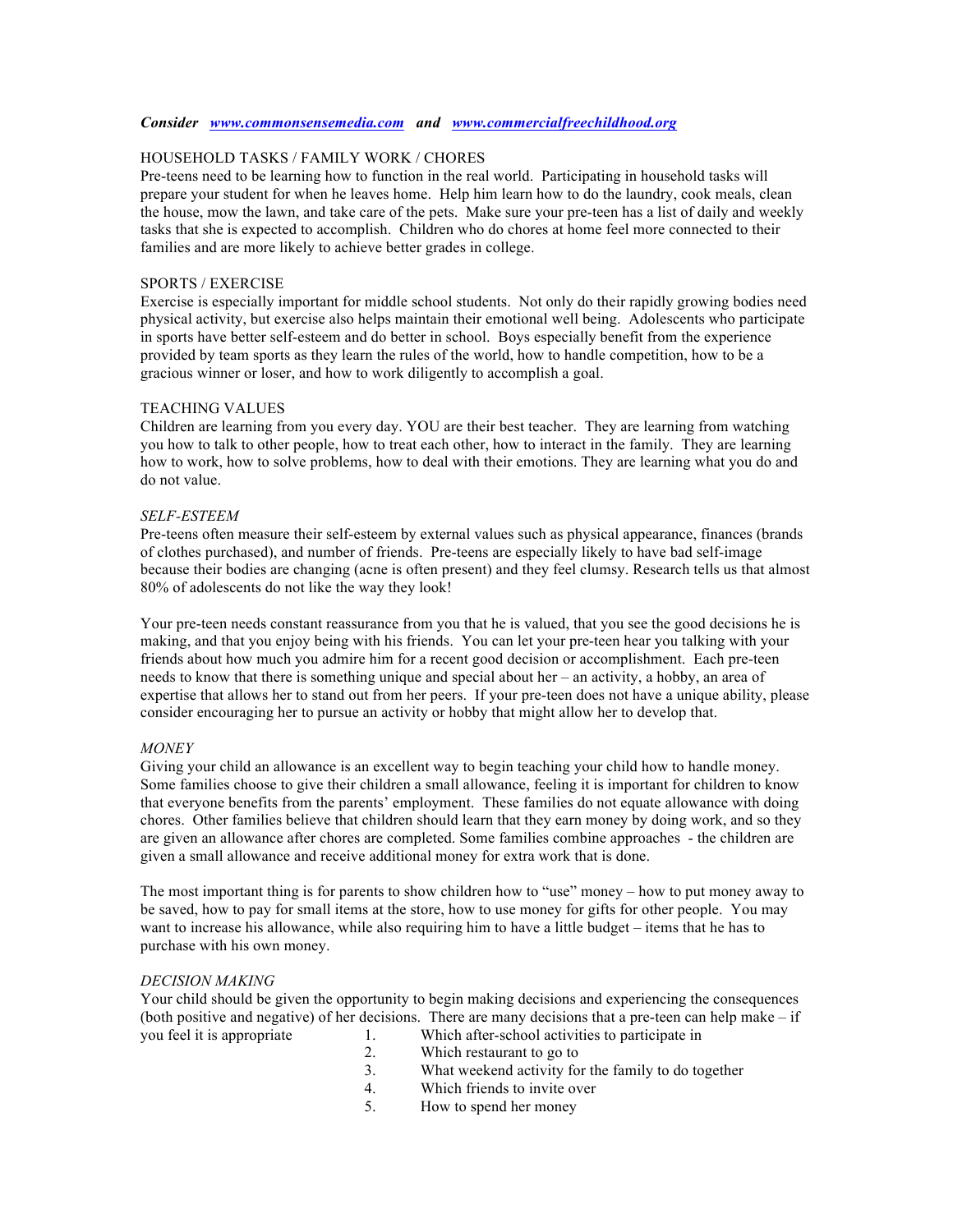***Consider*** [***www.commonsensemedia.com***](http://www.commonsensemedia.com) ***and*** [***www.commercialfreechildhood.org***](http://www.commercialfreechildhood.org)

HOUSEHOLD TASKS / FAMILY WORK / CHORES

Pre-teens need to be learning how to function in the real world. Participating in household tasks will prepare your student for when he leaves home. Help him learn how to do the laundry, cook meals, clean the house, mow the lawn, and take care of the pets. Make sure your pre-teen has a list of daily and weekly tasks that she is expected to accomplish. Children who do chores at home feel more connected to their families and are more likely to achieve better grades in college.

SPORTS / EXERCISE

Exercise is especially important for middle school students. Not only do their rapidly growing bodies need physical activity, but exercise also helps maintain their emotional well being. Adolescents who participate in sports have better self-esteem and do better in school. Boys especially benefit from the experience provided by team sports as they learn the rules of the world, how to handle competition, how to be a gracious winner or loser, and how to work diligently to accomplish a goal.

TEACHING VALUES

Children are learning from you every day. YOU are their best teacher. They are learning from watching you how to talk to other people, how to treat each other, how to interact in the family. They are learning how to work, how to solve problems, how to deal with their emotions. They are learning what you do and do not value.

*SELF-ESTEEM*

Pre-teens often measure their self-esteem by external values such as physical appearance, finances (brands of clothes purchased), and number of friends. Pre-teens are especially likely to have bad self-image because their bodies are changing (acne is often present) and they feel clumsy. Research tells us that almost 80% of adolescents do not like the way they look!

Your pre-teen needs constant reassurance from you that he is valued, that you see the good decisions he is making, and that you enjoy being with his friends. You can let your pre-teen hear you talking with your friends about how much you admire him for a recent good decision or accomplishment. Each pre-teen needs to know that there is something unique and special about her – an activity, a hobby, an area of expertise that allows her to stand out from her peers. If your pre-teen does not have a unique ability, please consider encouraging her to pursue an activity or hobby that might allow her to develop that.

*MONEY*

Giving your child an allowance is an excellent way to begin teaching your child how to handle money. Some families choose to give their children a small allowance, feeling it is important for children to know that everyone benefits from the parents' employment. These families do not equate allowance with doing chores. Other families believe that children should learn that they earn money by doing work, and so they are given an allowance after chores are completed. Some families combine approaches - the children are given a small allowance and receive additional money for extra work that is done.

The most important thing is for parents to show children how to "use" money – how to put money away to be saved, how to pay for small items at the store, how to use money for gifts for other people. You may want to increase his allowance, while also requiring him to have a little budget – items that he has to purchase with his own money.

*DECISION MAKING*

Your child should be given the opportunity to begin making decisions and experiencing the consequences (both positive and negative) of her decisions. There are many decisions that a pre-teen can help make – if you feel it is appropriate

1. Which after-school activities to participate in
2. Which restaurant to go to
3. What weekend activity for the family to do together
4. Which friends to invite over
5. How to spend her money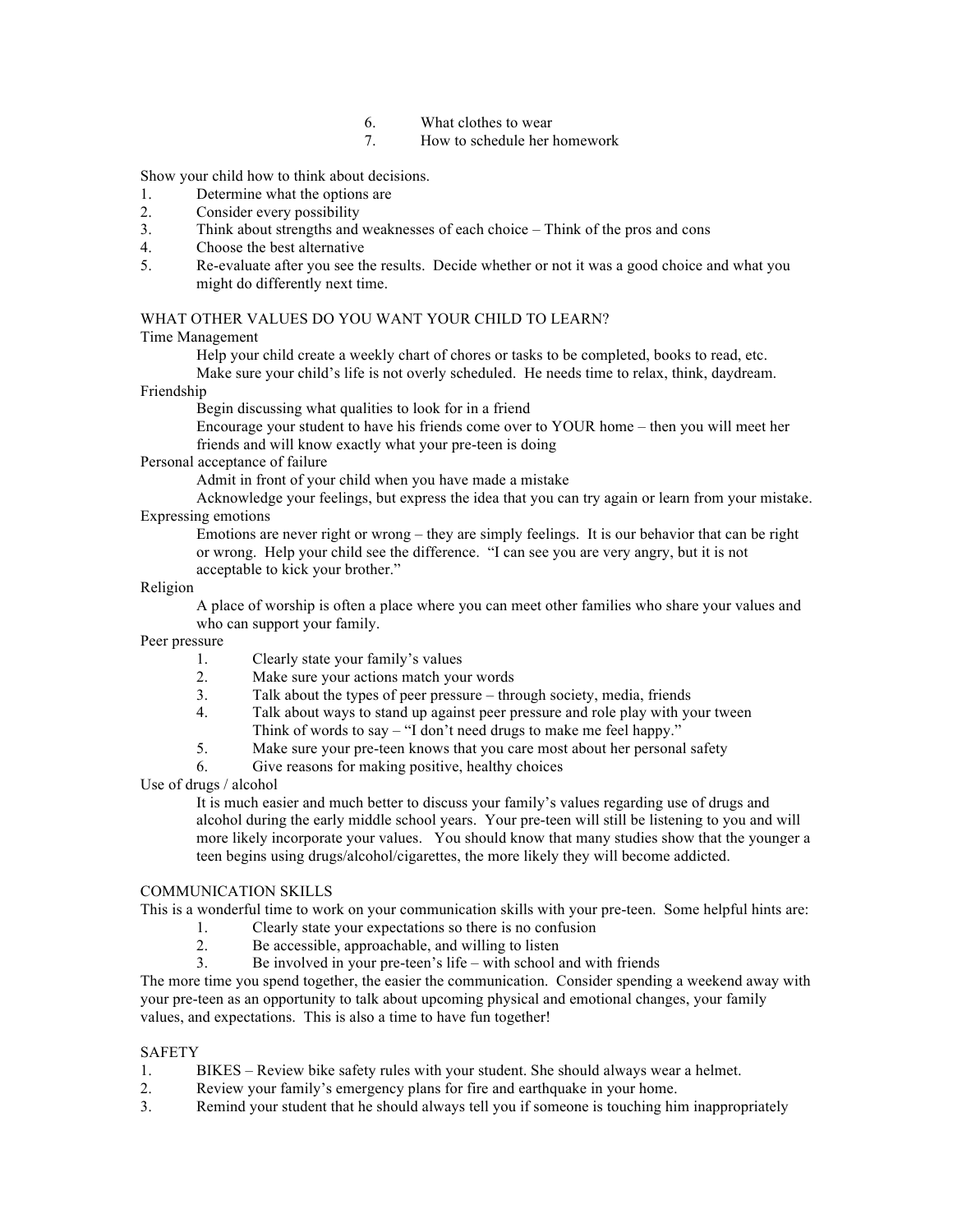6. What clothes to wear
7. How to schedule her homework

Show your child how to think about decisions.

1. Determine what the options are
2. Consider every possibility
3. Think about strengths and weaknesses of each choice – Think of the pros and cons
4. Choose the best alternative
5. Re-evaluate after you see the results. Decide whether or not it was a good choice and what you might do differently next time.

## WHAT OTHER VALUES DO YOU WANT YOUR CHILD TO LEARN?

Time Management

> Help your child create a weekly chart of chores or tasks to be completed, books to read, etc.
> Make sure your child's life is not overly scheduled. He needs time to relax, think, daydream.

Friendship

> Begin discussing what qualities to look for in a friend
> Encourage your student to have his friends come over to YOUR home – then you will meet her friends and will know exactly what your pre-teen is doing

Personal acceptance of failure

> Admit in front of your child when you have made a mistake
> Acknowledge your feelings, but express the idea that you can try again or learn from your mistake.

Expressing emotions

> Emotions are never right or wrong – they are simply feelings. It is our behavior that can be right or wrong. Help your child see the difference. "I can see you are very angry, but it is not acceptable to kick your brother."

Religion

> A place of worship is often a place where you can meet other families who share your values and who can support your family.

Peer pressure

1. Clearly state your family's values
2. Make sure your actions match your words
3. Talk about the types of peer pressure – through society, media, friends
4. Talk about ways to stand up against peer pressure and role play with your tween
   Think of words to say – "I don't need drugs to make me feel happy."
5. Make sure your pre-teen knows that you care most about her personal safety
6. Give reasons for making positive, healthy choices

Use of drugs / alcohol

> It is much easier and much better to discuss your family's values regarding use of drugs and alcohol during the early middle school years. Your pre-teen will still be listening to you and will more likely incorporate your values. You should know that many studies show that the younger a teen begins using drugs/alcohol/cigarettes, the more likely they will become addicted.

## COMMUNICATION SKILLS

This is a wonderful time to work on your communication skills with your pre-teen. Some helpful hints are:

1. Clearly state your expectations so there is no confusion
2. Be accessible, approachable, and willing to listen
3. Be involved in your pre-teen's life – with school and with friends

The more time you spend together, the easier the communication. Consider spending a weekend away with your pre-teen as an opportunity to talk about upcoming physical and emotional changes, your family values, and expectations. This is also a time to have fun together!

## SAFETY

1. BIKES – Review bike safety rules with your student. She should always wear a helmet.
2. Review your family's emergency plans for fire and earthquake in your home.
3. Remind your student that he should always tell you if someone is touching him inappropriately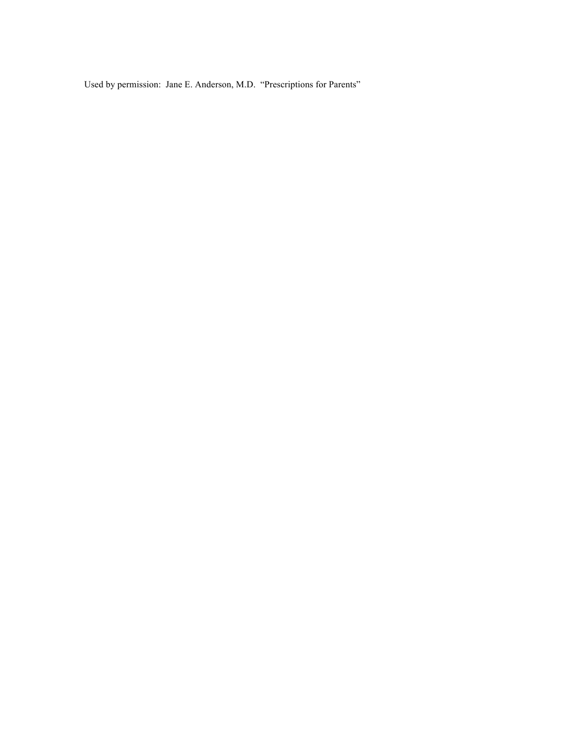Used by permission: Jane E. Anderson, M.D. “Prescriptions for Parents”